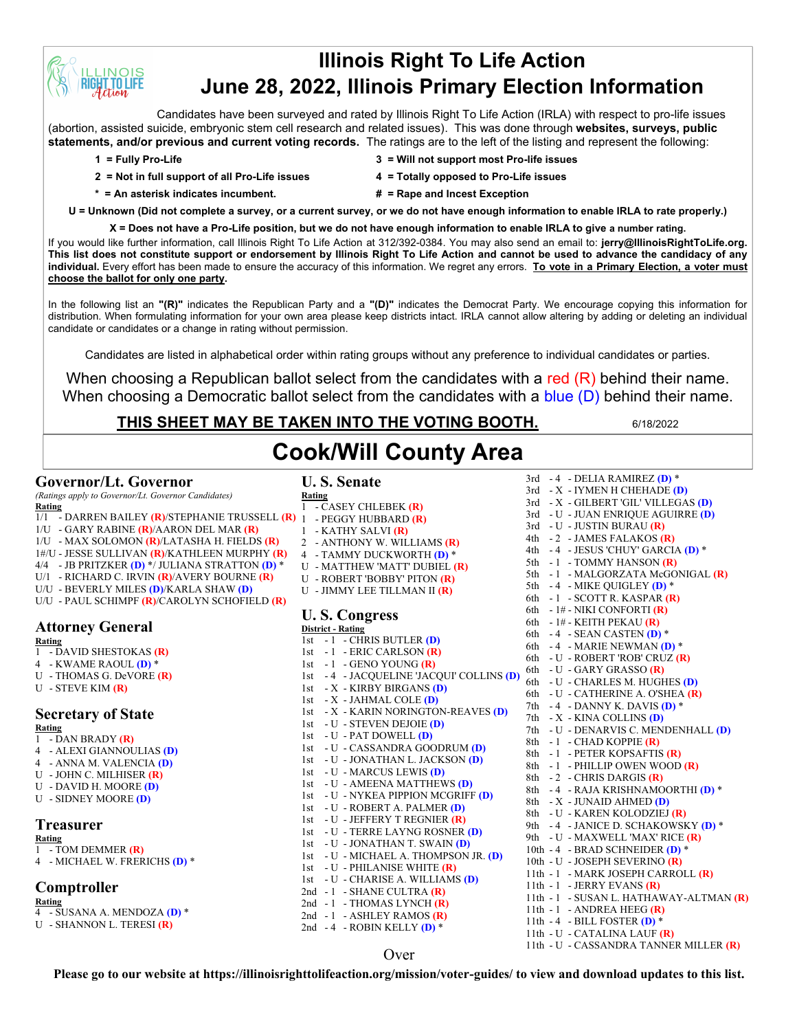# Illinois Right To Life Action
# June 28, 2022, Illinois Primary Election Information

Candidates have been surveyed and rated by Illinois Right To Life Action (IRLA) with respect to pro-life issues (abortion, assisted suicide, embryonic stem cell research and related issues). This was done through **websites, surveys, public statements, and/or previous and current voting records.** The ratings are to the left of the listing and represent the following:

- **1 = Fully Pro-Life**
- **2 = Not in full support of all Pro-Life issues**
- **3 = Will not support most Pro-life issues**
- **4 = Totally opposed to Pro-Life issues**
- **\* = An asterisk indicates incumbent.**
- **# = Rape and Incest Exception**

**U = Unknown (Did not complete a survey, or a current survey, or we do not have enough information to enable IRLA to rate properly.)**

**X = Does not have a Pro-Life position, but we do not have enough information to enable IRLA to give a number rating.**

If you would like further information, call Illinois Right To Life Action at 312/392-0384. You may also send an email to: **jerry@IllinoisRightToLife.org.** **This list does not constitute support or endorsement by Illinois Right To Life Action and cannot be used to advance the candidacy of any individual.** Every effort has been made to ensure the accuracy of this information. We regret any errors. **To vote in a Primary Election, a voter must choose the ballot for only one party.**

In the following list an **"(R)"** indicates the Republican Party and a **"(D)"** indicates the Democrat Party. We encourage copying this information for distribution. When formulating information for your own area please keep districts intact. IRLA cannot allow altering by adding or deleting an individual candidate or candidates or a change in rating without permission.

Candidates are listed in alphabetical order within rating groups without any preference to individual candidates or parties.

When choosing a Republican ballot select from the candidates with a red (R) behind their name.
When choosing a Democratic ballot select from the candidates with a blue (D) behind their name.

**THIS SHEET MAY BE TAKEN INTO THE VOTING BOOTH.** 6/18/2022

## Cook/Will County Area

### Governor/Lt. Governor

*(Ratings apply to Governor/Lt. Governor Candidates)*

**Rating**

- 1/1 - DARREN BAILEY (R)/STEPHANIE TRUSSELL (R)
- 1/U - GARY RABINE (R)/AARON DEL MAR (R)
- 1/U - MAX SOLOMON (R)/LATASHA H. FIELDS (R)
- 1#/U - JESSE SULLIVAN (R)/KATHLEEN MURPHY (R)
- 4/4 - JB PRITZKER (D) */ JULIANA STRATTON (D) *
- U/1 - RICHARD C. IRVIN (R)/AVERY BOURNE (R)
- U/U - BEVERLY MILES (D)/KARLA SHAW (D)
- U/U - PAUL SCHIMPF (R)/CAROLYN SCHOFIELD (R)

### Attorney General

**Rating**

- 1 - DAVID SHESTOKAS (R)
- 4 - KWAME RAOUL (D) *
- U - THOMAS G. DeVORE (R)
- U - STEVE KIM (R)

### Secretary of State

**Rating**

- 1 - DAN BRADY (R)
- 4 - ALEXI GIANNOULIAS (D)
- 4 - ANNA M. VALENCIA (D)
- U - JOHN C. MILHISER (R)
- U - DAVID H. MOORE (D)
- U - SIDNEY MOORE (D)

### Treasurer

**Rating**

- 1 - TOM DEMMER (R)
- 4 - MICHAEL W. FRERICHS (D) *

### Comptroller

**Rating**

- 4 - SUSANA A. MENDOZA (D) *
- U - SHANNON L. TERESI (R)

### U. S. Senate

**Rating**

- 1 - CASEY CHLEBEK (R)
- 1 - PEGGY HUBBARD (R)
- 1 - KATHY SALVI (R)
- 2 - ANTHONY W. WILLIAMS (R)
- 4 - TAMMY DUCKWORTH (D) *
- U - MATTHEW 'MATT' DUBIEL (R)
- U - ROBERT 'BOBBY' PITON (R)
- U - JIMMY LEE TILLMAN II (R)

### U. S. Congress

**District - Rating**

- 1st - 1 - CHRIS BUTLER (D)
- 1st - 1 - ERIC CARLSON (R)
- 1st - 1 - GENO YOUNG (R)
- 1st - 4 - JACQUELINE 'JACQUI' COLLINS (D)
- 1st - X - KIRBY BIRGANS (D)
- 1st - X - JAHMAL COLE (D)
- 1st - X - KARIN NORINGTON-REAVES (D)
- 1st - U - STEVEN DEJOIE (D)
- 1st - U - PAT DOWELL (D)
- 1st - U - CASSANDRA GOODRUM (D)
- 1st - U - JONATHAN L. JACKSON (D)
- 1st - U - MARCUS LEWIS (D)
- 1st - U - AMEENA MATTHEWS (D)
- 1st - U - NYKEA PIPPION MCGRIFF (D)
- 1st - U - ROBERT A. PALMER (D)
- 1st - U - JEFFERY T REGNIER (R)
- 1st - U - TERRE LAYNG ROSNER (D)
- 1st - U - JONATHAN T. SWAIN (D)
- 1st - U - MICHAEL A. THOMPSON JR. (D)
- 1st - U - PHILANISE WHITE (R)
- 1st - U - CHARISE A. WILLIAMS (D)
- 2nd - 1 - SHANE CULTRA (R)
- 2nd - 1 - THOMAS LYNCH (R)
- 2nd - 1 - ASHLEY RAMOS (R)
- 2nd - 4 - ROBIN KELLY (D) *
- 3rd - 4 - DELIA RAMIREZ (D) *
- 3rd - X - IYMEN H CHEHADE (D)
- 3rd - X - GILBERT 'GIL' VILLEGAS (D)
- 3rd - U - JUAN ENRIQUE AGUIRRE (D)
- 3rd - U - JUSTIN BURAU (R)
- 4th - 2 - JAMES FALAKOS (R)
- 4th - 4 - JESUS 'CHUY' GARCIA (D) *
- 5th - 1 - TOMMY HANSON (R)
- 5th - 1 - MALGORZATA McGONIGAL (R)
- 5th - 4 - MIKE QUIGLEY (D) *
- 6th - 1 - SCOTT R. KASPAR (R)
- 6th - 1# - NIKI CONFORTI (R)
- 6th - 1# - KEITH PEKAU (R)
- 6th - 4 - SEAN CASTEN (D) *
- 6th - 4 - MARIE NEWMAN (D) *
- 6th - U - ROBERT 'ROB' CRUZ (R)
- 6th - U - GARY GRASSO (R)
- 6th - U - CHARLES M. HUGHES (D)
- 6th - U - CATHERINE A. O'SHEA (R)
- 7th - 4 - DANNY K. DAVIS (D) *
- 7th - X - KINA COLLINS (D)
- 7th - U - DENARVIS C. MENDENHALL (D)
- 8th - 1 - CHAD KOPPIE (R)
- 8th - 1 - PETER KOPSAFTIS (R)
- 8th - 1 - PHILLIP OWEN WOOD (R)
- 8th - 2 - CHRIS DARGIS (R)
- 8th - 4 - RAJA KRISHNAMOORTHI (D) *
- 8th - X - JUNAID AHMED (D)
- 8th - U - KAREN KOLODZIEJ (R)
- 9th - 4 - JANICE D. SCHAKOWSKY (D) *
- 9th - U - MAXWELL 'MAX' RICE (R)
- 10th - 4 - BRAD SCHNEIDER (D) *
- 10th - U - JOSEPH SEVERINO (R)
- 11th - 1 - MARK JOSEPH CARROLL (R)
- 11th - 1 - JERRY EVANS (R)
- 11th - 1 - SUSAN L. HATHAWAY-ALTMAN (R)
- 11th - 1 - ANDREA HEEG (R)
- 11th - 4 - BILL FOSTER (D) *
- 11th - U - CATALINA LAUF (R)
- 11th - U - CASSANDRA TANNER MILLER (R)

Over

**Please go to our website at https://illinoisrighttolifeaction.org/mission/voter-guides/ to view and download updates to this list.**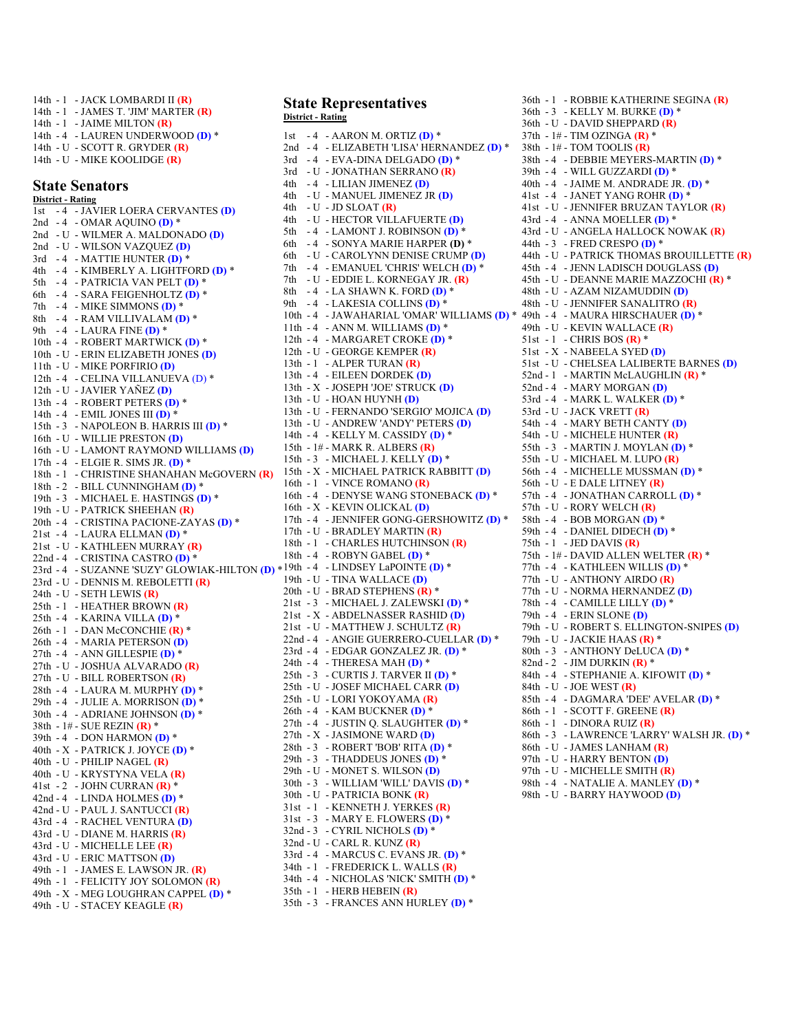14th - 1 - JACK LOMBARDI II (R)
14th - 1 - JAMES T. 'JIM' MARTER (R)
14th - 1 - JAIME MILTON (R)
14th - 4 - LAUREN UNDERWOOD (D) *
14th - U - SCOTT R. GRYDER (R)
14th - U - MIKE KOOLIDGE (R)

## State Senators

**District - Rating**

1st - 4 - JAVIER LOERA CERVANTES (D)
2nd - 4 - OMAR AQUINO (D) *
2nd - U - WILMER A. MALDONADO (D)
2nd - U - WILSON VAZQUEZ (D)
3rd - 4 - MATTIE HUNTER (D) *
4th - 4 - KIMBERLY A. LIGHTFORD (D) *
5th - 4 - PATRICIA VAN PELT (D) *
6th - 4 - SARA FEIGENHOLTZ (D) *
7th - 4 - MIKE SIMMONS (D) *
8th - 4 - RAM VILLIVALAM (D) *
9th - 4 - LAURA FINE (D) *
10th - 4 - ROBERT MARTWICK (D) *
10th - U - ERIN ELIZABETH JONES (D)
11th - U - MIKE PORFIRIO (D)
12th - 4 - CELINA VILLANUEVA (D) *
12th - U - JAVIER YAÑEZ (D)
13th - 4 - ROBERT PETERS (D) *
14th - 4 - EMIL JONES III (D) *
15th - 3 - NAPOLEON B. HARRIS III (D) *
16th - U - WILLIE PRESTON (D)
16th - U - LAMONT RAYMOND WILLIAMS (D)
17th - 4 - ELGIE R. SIMS JR. (D) *
18th - 1 - CHRISTINE SHANAHAN McGOVERN (R)
18th - 2 - BILL CUNNINGHAM (D) *
19th - 3 - MICHAEL E. HASTINGS (D) *
19th - U - PATRICK SHEEHAN (R)
20th - 4 - CRISTINA PACIONE-ZAYAS (D) *
21st - 4 - LAURA ELLMAN (D) *
21st - U - KATHLEEN MURRAY (R)
22nd - 4 - CRISTINA CASTRO (D) *
23rd - 4 - SUZANNE 'SUZY' GLOWIAK-HILTON (D) *
23rd - U - DENNIS M. REBOLETTI (R)
24th - U - SETH LEWIS (R)
25th - 1 - HEATHER BROWN (R)
25th - 4 - KARINA VILLA (D) *
26th - 1 - DAN McCONCHIE (R) *
26th - 4 - MARIA PETERSON (D)
27th - 4 - ANN GILLESPIE (D) *
27th - U - JOSHUA ALVARADO (R)
27th - U - BILL ROBERTSON (R)
28th - 4 - LAURA M. MURPHY (D) *
29th - 4 - JULIE A. MORRISON (D) *
30th - 4 - ADRIANE JOHNSON (D) *
38th - 1# - SUE REZIN (R) *
39th - 4 - DON HARMON (D) *
40th - X - PATRICK J. JOYCE (D) *
40th - U - PHILIP NAGEL (R)
40th - U - KRYSTYNA VELA (R)
41st - 2 - JOHN CURRAN (R) *
42nd - 4 - LINDA HOLMES (D) *
42nd - U - PAUL J. SANTUCCI (R)
43rd - 4 - RACHEL VENTURA (D)
43rd - U - DIANE M. HARRIS (R)
43rd - U - MICHELLE LEE (R)
43rd - U - ERIC MATTSON (D)
49th - 1 - JAMES E. LAWSON JR. (R)
49th - 1 - FELICITY JOY SOLOMON (R)
49th - X - MEG LOUGHRAN CAPPEL (D) *
49th - U - STACEY KEAGLE (R)

## State Representatives

**District - Rating**

1st - 4 - AARON M. ORTIZ (D) *
2nd - 4 - ELIZABETH 'LISA' HERNANDEZ (D) *
3rd - 4 - EVA-DINA DELGADO (D) *
3rd - U - JONATHAN SERRANO (R)
4th - 4 - LILIAN JIMENEZ (D)
4th - U - MANUEL JIMENEZ JR (D)
4th - U - JD SLOAT (R)
4th - U - HECTOR VILLAFUERTE (D)
5th - 4 - LAMONT J. ROBINSON (D) *
6th - 4 - SONYA MARIE HARPER (D) *
6th - U - CAROLYNN DENISE CRUMP (D)
7th - 4 - EMANUEL 'CHRIS' WELCH (D) *
7th - U - EDDIE L. KORNEGAY JR. (R)
8th - 4 - LA SHAWN K. FORD (D) *
9th - 4 - LAKESIA COLLINS (D) *
10th - 4 - JAWAHARIAL 'OMAR' WILLIAMS (D) *
11th - 4 - ANN M. WILLIAMS (D) *
12th - 4 - MARGARET CROKE (D) *
12th - U - GEORGE KEMPER (R)
13th - 1 - ALPER TURAN (R)
13th - 4 - EILEEN DORDEK (D)
13th - X - JOSEPH 'JOE' STRUCK (D)
13th - U - HOAN HUYNH (D)
13th - U - FERNANDO 'SERGIO' MOJICA (D)
13th - U - ANDREW 'ANDY' PETERS (D)
14th - 4 - KELLY M. CASSIDY (D) *
15th - 1# - MARK R. ALBERS (R)
15th - 3 - MICHAEL J. KELLY (D) *
15th - X - MICHAEL PATRICK RABBITT (D)
16th - 1 - VINCE ROMANO (R)
16th - 4 - DENYSE WANG STONEBACK (D) *
16th - X - KEVIN OLICKAL (D)
17th - 4 - JENNIFER GONG-GERSHOWITZ (D) *
17th - U - BRADLEY MARTIN (R)
18th - 1 - CHARLES HUTCHINSON (R)
18th - 4 - ROBYN GABEL (D) *
19th - 4 - LINDSEY LaPOINTE (D) *
19th - U - TINA WALLACE (D)
20th - U - BRAD STEPHENS (R) *
21st - 3 - MICHAEL J. ZALEWSKI (D) *
21st - X - ABDELNASSER RASHID (D)
21st - U - MATTHEW J. SCHULTZ (R)
22nd - 4 - ANGIE GUERRERO-CUELLAR (D) *
23rd - 4 - EDGAR GONZALEZ JR. (D) *
24th - 4 - THERESA MAH (D) *
25th - 3 - CURTIS J. TARVER II (D) *
25th - U - JOSEF MICHAEL CARR (D)
25th - U - LORI YOKOYAMA (R)
26th - 4 - KAM BUCKNER (D) *
27th - 4 - JUSTIN Q. SLAUGHTER (D) *
27th - X - JASIMONE WARD (D)
28th - 3 - ROBERT 'BOB' RITA (D) *
29th - 3 - THADDEUS JONES (D) *
29th - U - MONET S. WILSON (D)
30th - 3 - WILLIAM 'WILL' DAVIS (D) *
30th - U - PATRICIA BONK (R)
31st - 1 - KENNETH J. YERKES (R)
31st - 3 - MARY E. FLOWERS (D) *
32nd - 3 - CYRIL NICHOLS (D) *
32nd - U - CARL R. KUNZ (R)
33rd - 4 - MARCUS C. EVANS JR. (D) *
34th - 1 - FREDERICK L. WALLS (R)
34th - 4 - NICHOLAS 'NICK' SMITH (D) *
35th - 1 - HERB HEBEIN (R)
35th - 3 - FRANCES ANN HURLEY (D) *
36th - 1 - ROBBIE KATHERINE SEGINA (R)
36th - 3 - KELLY M. BURKE (D) *
36th - U - DAVID SHEPPARD (R)
37th - 1# - TIM OZINGA (R) *
38th - 1# - TOM TOOLIS (R)
38th - 4 - DEBBIE MEYERS-MARTIN (D) *
39th - 4 - WILL GUZZARDI (D) *
40th - 4 - JAIME M. ANDRADE JR. (D) *
41st - 4 - JANET YANG ROHR (D) *
41st - U - JENNIFER BRUZAN TAYLOR (R)
43rd - 4 - ANNA MOELLER (D) *
43rd - U - ANGELA HALLOCK NOWAK (R)
44th - 3 - FRED CRESPO (D) *
44th - U - PATRICK THOMAS BROUILLETTE (R)
45th - 4 - JENN LADISCH DOUGLASS (D)
45th - U - DEANNE MARIE MAZZOCHI (R) *
48th - U - AZAM NIZAMUDDIN (D)
48th - U - JENNIFER SANALITRO (R)
49th - 4 - MAURA HIRSCHAUER (D) *
49th - U - KEVIN WALLACE (R)
51st - 1 - CHRIS BOS (R) *
51st - X - NABEELA SYED (D)
51st - U - CHELSEA LALIBERTE BARNES (D)
52nd - 1 - MARTIN McLAUGHLIN (R) *
52nd - 4 - MARY MORGAN (D)
53rd - 4 - MARK L. WALKER (D) *
53rd - U - JACK VRETT (R)
54th - 4 - MARY BETH CANTY (D)
54th - U - MICHELE HUNTER (R)
55th - 3 - MARTIN J. MOYLAN (D) *
55th - U - MICHAEL M. LUPO (R)
56th - 4 - MICHELLE MUSSMAN (D) *
56th - U - E DALE LITNEY (R)
57th - 4 - JONATHAN CARROLL (D) *
57th - U - RORY WELCH (R)
58th - 4 - BOB MORGAN (D) *
59th - 4 - DANIEL DIDECH (D) *
75th - 1 - JED DAVIS (R)
75th - 1# - DAVID ALLEN WELTER (R) *
77th - 4 - KATHLEEN WILLIS (D) *
77th - U - ANTHONY AIRDO (R)
77th - U - NORMA HERNANDEZ (D)
78th - 4 - CAMILLE LILLY (D) *
79th - 4 - ERIN SLONE (D)
79th - U - ROBERT S. ELLINGTON-SNIPES (D)
79th - U - JACKIE HAAS (R) *
80th - 3 - ANTHONY DeLUCA (D) *
82nd - 2 - JIM DURKIN (R) *
84th - 4 - STEPHANIE A. KIFOWIT (D) *
84th - U - JOE WEST (R)
85th - 4 - DAGMARA 'DEE' AVELAR (D) *
86th - 1 - SCOTT F. GREENE (R)
86th - 1 - DINORA RUIZ (R)
86th - 3 - LAWRENCE 'LARRY' WALSH JR. (D) *
86th - U - JAMES LANHAM (R)
97th - U - HARRY BENTON (D)
97th - U - MICHELLE SMITH (R)
98th - 4 - NATALIE A. MANLEY (D) *
98th - U - BARRY HAYWOOD (D)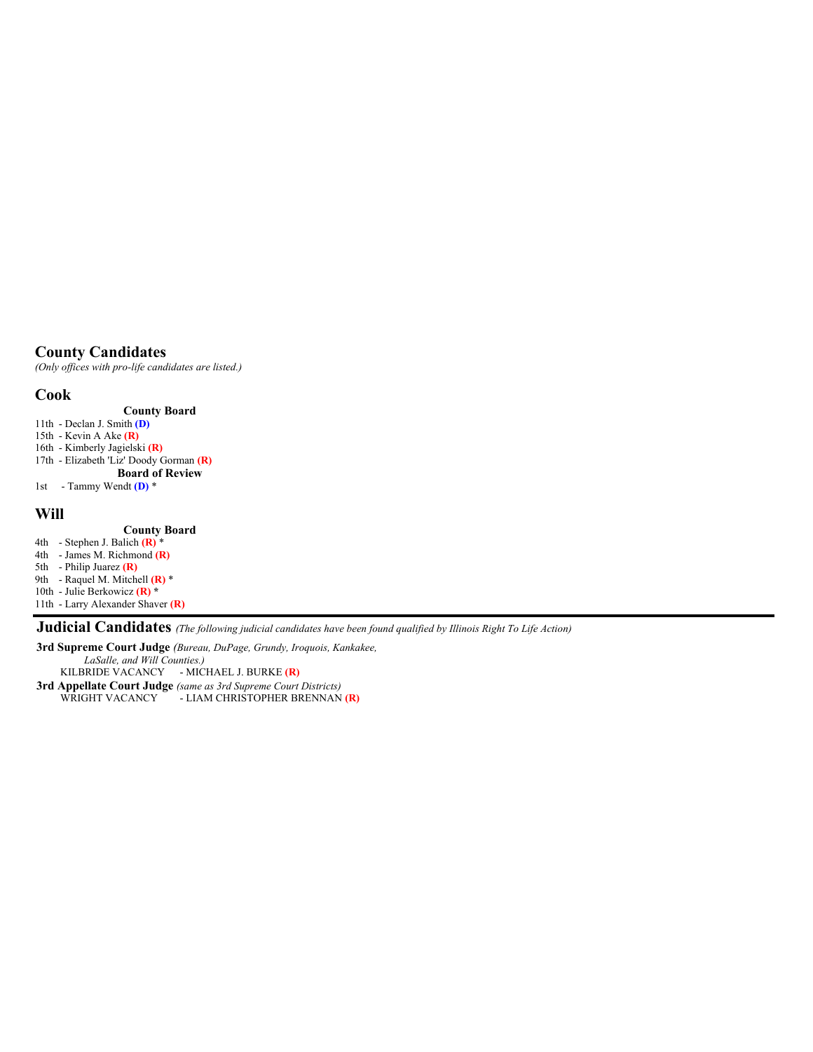## County Candidates

*(Only offices with pro-life candidates are listed.)*

## Cook

**County Board**

11th - Declan J. Smith **(D)**
15th - Kevin A Ake **(R)**
16th - Kimberly Jagielski **(R)**
17th - Elizabeth 'Liz' Doody Gorman **(R)**

**Board of Review**

1st - Tammy Wendt **(D)** *

## Will

**County Board**

4th - Stephen J. Balich **(R)** *
4th - James M. Richmond **(R)**
5th - Philip Juarez **(R)**
9th - Raquel M. Mitchell **(R)** *
10th - Julie Berkowicz **(R)** *
11th - Larry Alexander Shaver **(R)**

---

## Judicial Candidates *(The following judicial candidates have been found qualified by Illinois Right To Life Action)*

**3rd Supreme Court Judge** *(Bureau, DuPage, Grundy, Iroquois, Kankakee, LaSalle, and Will Counties.)*
KILBRIDE VACANCY - MICHAEL J. BURKE **(R)**

**3rd Appellate Court Judge** *(same as 3rd Supreme Court Districts)*
WRIGHT VACANCY - LIAM CHRISTOPHER BRENNAN **(R)**